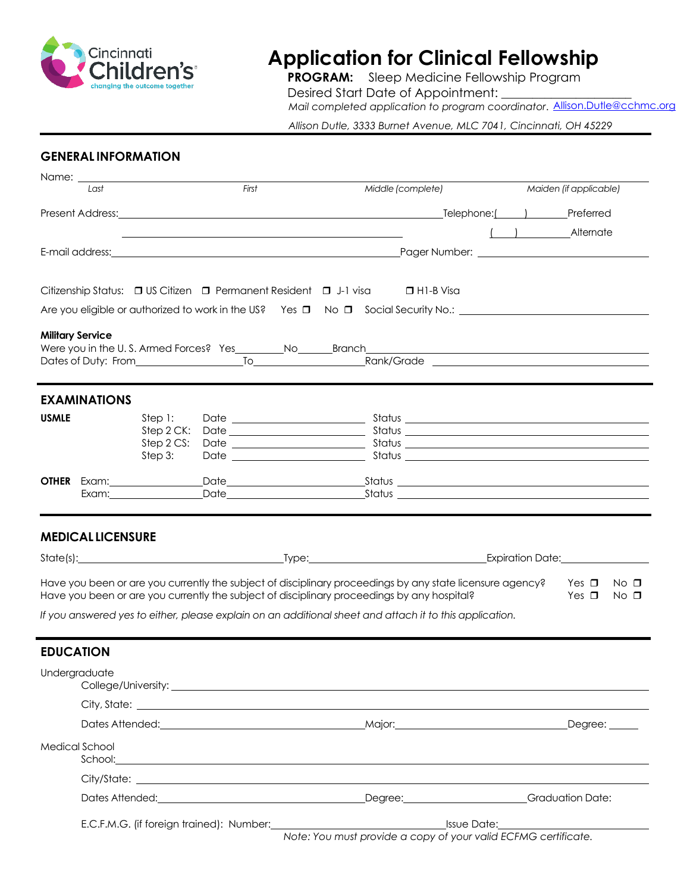Cincinnati Children's
changing the outcome together

# Application for Clinical Fellowship

**PROGRAM:** Sleep Medicine Fellowship Program

Desired Start Date of Appointment: ____________________

*Mail completed application to program coordinator.* Allison.Dutle@cchmc.org

*Allison Dutle, 3333 Burnet Avenue, MLC 7041, Cincinnati, OH 45229*

## GENERAL INFORMATION

Name: ________________________________________________

*Last* | *First* | *Middle (complete)* | *Maiden (if applicable)*

Present Address: ______________________________ Telephone: (____) ________ Preferred

______________________________ (____) ________ Alternate

E-mail address: ______________________________ Pager Number: ______________

Citizenship Status: ❒ US Citizen ❒ Permanent Resident ❒ J-1 visa ❒ H1-B Visa

Are you eligible or authorized to work in the US? Yes ❒ No ❒ Social Security No.: ______________

**Military Service**

Were you in the U. S. Armed Forces? Yes________No______Branch______________

Dates of Duty: From______________To______________Rank/Grade______________

## EXAMINATIONS

**USMLE**

Step 1: Date ______________ Status ______________

Step 2 CK: Date ______________ Status ______________

Step 2 CS: Date ______________ Status ______________

Step 3: Date ______________ Status ______________

**OTHER** Exam:______________Date______________Status ______________

Exam:______________Date______________Status ______________

## MEDICAL LICENSURE

State(s):______________Type:______________Expiration Date:______________

Have you been or are you currently the subject of disciplinary proceedings by any state licensure agency? Yes ❒ No ❒

Have you been or are you currently the subject of disciplinary proceedings by any hospital? Yes ❒ No ❒

*If you answered yes to either, please explain on an additional sheet and attach it to this application.*

## EDUCATION

Undergraduate

College/University: ______________________________

City, State: ______________________________

Dates Attended:______________Major:______________Degree: ______

Medical School

School:______________________________

City/State: ______________________________

Dates Attended:______________Degree:______________Graduation Date:

E.C.F.M.G. (if foreign trained): Number:______________Issue Date:______________

*Note: You must provide a copy of your valid ECFMG certificate.*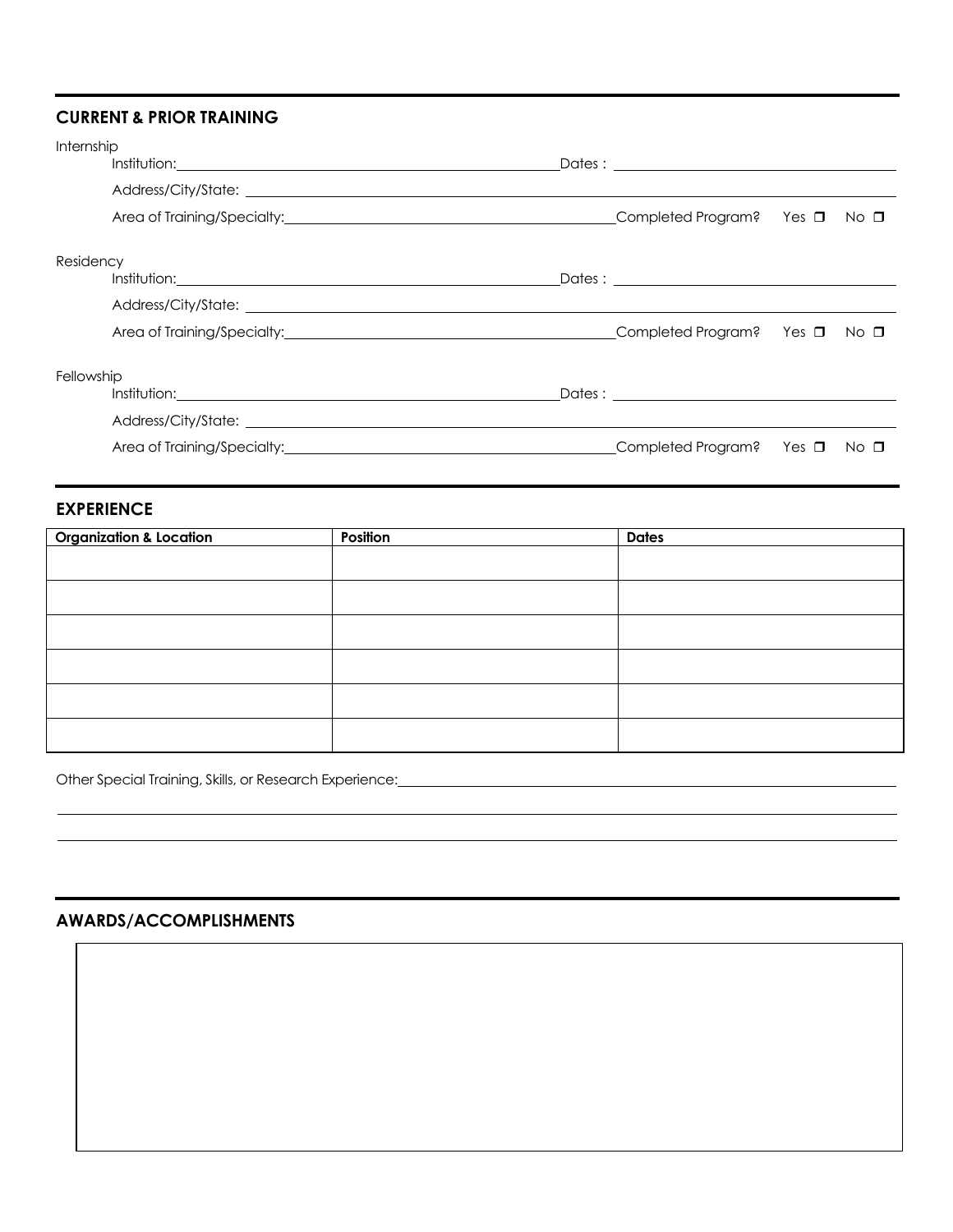## CURRENT & PRIOR TRAINING

Internship

Institution: ______________________ Dates : ______________________

Address/City/State: ______________________

Area of Training/Specialty: ______________________ Completed Program? Yes ❒ No ❒

Residency

Institution: ______________________ Dates : ______________________

Address/City/State: ______________________

Area of Training/Specialty: ______________________ Completed Program? Yes ❒ No ❒

Fellowship

Institution: ______________________ Dates : ______________________

Address/City/State: ______________________

Area of Training/Specialty: ______________________ Completed Program? Yes ❒ No ❒

## EXPERIENCE

| Organization & Location | Position | Dates |
|---|---|---|
| | | |
| | | |
| | | |
| | | |
| | | |
| | | |

Other Special Training, Skills, or Research Experience: ______________________

## AWARDS/ACCOMPLISHMENTS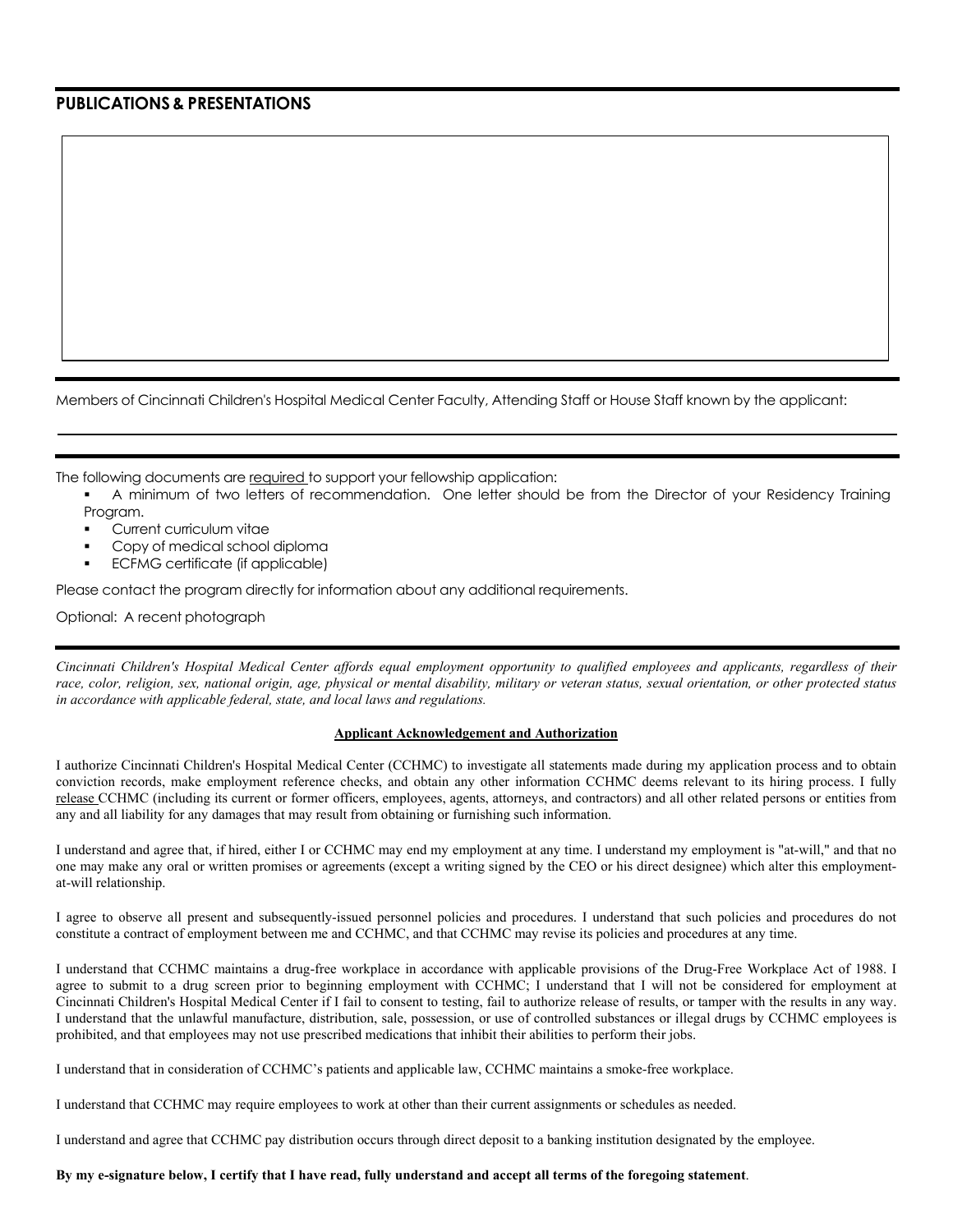## PUBLICATIONS & PRESENTATIONS

Members of Cincinnati Children's Hospital Medical Center Faculty, Attending Staff or House Staff known by the applicant:

The following documents are required to support your fellowship application:

- A minimum of two letters of recommendation. One letter should be from the Director of your Residency Training Program.
- Current curriculum vitae
- Copy of medical school diploma
- ECFMG certificate (if applicable)

Please contact the program directly for information about any additional requirements.

Optional: A recent photograph

*Cincinnati Children's Hospital Medical Center affords equal employment opportunity to qualified employees and applicants, regardless of their race, color, religion, sex, national origin, age, physical or mental disability, military or veteran status, sexual orientation, or other protected status in accordance with applicable federal, state, and local laws and regulations.*

**Applicant Acknowledgement and Authorization**

I authorize Cincinnati Children's Hospital Medical Center (CCHMC) to investigate all statements made during my application process and to obtain conviction records, make employment reference checks, and obtain any other information CCHMC deems relevant to its hiring process. I fully release CCHMC (including its current or former officers, employees, agents, attorneys, and contractors) and all other related persons or entities from any and all liability for any damages that may result from obtaining or furnishing such information.

I understand and agree that, if hired, either I or CCHMC may end my employment at any time. I understand my employment is "at-will," and that no one may make any oral or written promises or agreements (except a writing signed by the CEO or his direct designee) which alter this employment-at-will relationship.

I agree to observe all present and subsequently-issued personnel policies and procedures. I understand that such policies and procedures do not constitute a contract of employment between me and CCHMC, and that CCHMC may revise its policies and procedures at any time.

I understand that CCHMC maintains a drug-free workplace in accordance with applicable provisions of the Drug-Free Workplace Act of 1988. I agree to submit to a drug screen prior to beginning employment with CCHMC; I understand that I will not be considered for employment at Cincinnati Children's Hospital Medical Center if I fail to consent to testing, fail to authorize release of results, or tamper with the results in any way. I understand that the unlawful manufacture, distribution, sale, possession, or use of controlled substances or illegal drugs by CCHMC employees is prohibited, and that employees may not use prescribed medications that inhibit their abilities to perform their jobs.

I understand that in consideration of CCHMC's patients and applicable law, CCHMC maintains a smoke-free workplace.

I understand that CCHMC may require employees to work at other than their current assignments or schedules as needed.

I understand and agree that CCHMC pay distribution occurs through direct deposit to a banking institution designated by the employee.

**By my e-signature below, I certify that I have read, fully understand and accept all terms of the foregoing statement**.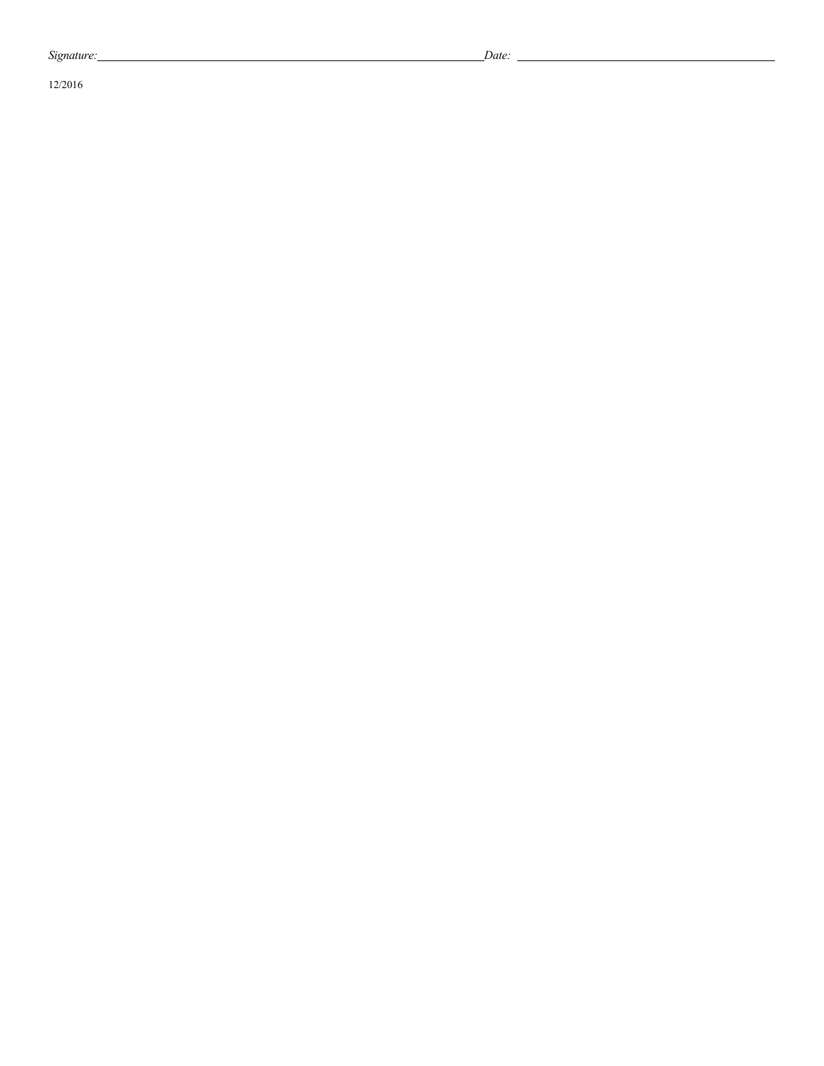*Signature:* \_\_\_\_\_\_\_\_\_\_\_\_\_\_\_\_\_\_\_\_\_\_\_\_\_\_\_\_\_\_\_\_\_\_\_\_\_\_\_\_ *Date:* \_\_\_\_\_\_\_\_\_\_\_\_\_\_\_\_\_\_\_\_\_\_\_\_\_\_\_\_\_\_

12/2016